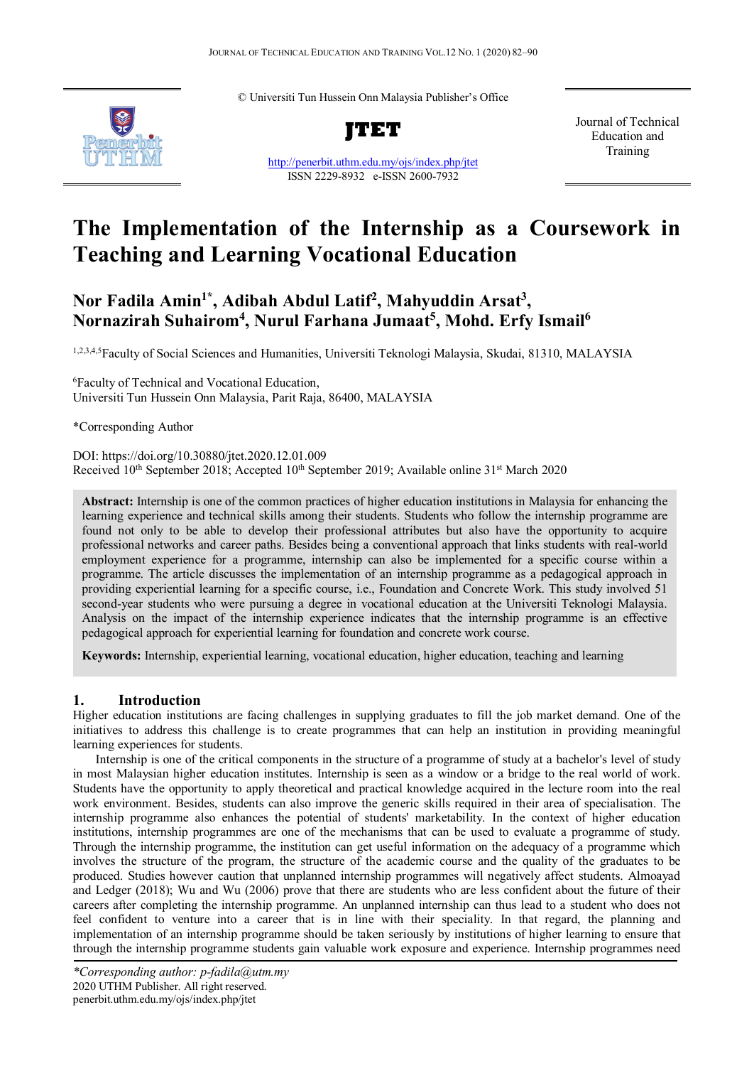© Universiti Tun Hussein Onn Malaysia Publisher's Office

**JTET**

http://penerbit.uthm.edu.my/ojs/index.php/jtet

ISSN 2229-8932 e-ISSN 2600-7932

Journal of Technical Education and Training

# The Implementation of the Internship as a Coursework in Teaching and Learning Vocational Education

**Nor Fadila Amin[1*], Adibah Abdul Latif[2], Mahyuddin Arsat[3], Nornazirah Suhairom[4], Nurul Farhana Jumaat[5], Mohd. Erfy Ismail[6]**

[1,2,3,4,5]Faculty of Social Sciences and Humanities, Universiti Teknologi Malaysia, Skudai, 81310, MALAYSIA

[6]Faculty of Technical and Vocational Education, Universiti Tun Hussein Onn Malaysia, Parit Raja, 86400, MALAYSIA

*Corresponding Author

DOI: https://doi.org/10.30880/jtet.2020.12.01.009

Received 10th September 2018; Accepted 10th September 2019; Available online 31st March 2020

**Abstract:** Internship is one of the common practices of higher education institutions in Malaysia for enhancing the learning experience and technical skills among their students. Students who follow the internship programme are found not only to be able to develop their professional attributes but also have the opportunity to acquire professional networks and career paths. Besides being a conventional approach that links students with real-world employment experience for a programme, internship can also be implemented for a specific course within a programme. The article discusses the implementation of an internship programme as a pedagogical approach in providing experiential learning for a specific course, i.e., Foundation and Concrete Work. This study involved 51 second-year students who were pursuing a degree in vocational education at the Universiti Teknologi Malaysia. Analysis on the impact of the internship experience indicates that the internship programme is an effective pedagogical approach for experiential learning for foundation and concrete work course.

**Keywords:** Internship, experiential learning, vocational education, higher education, teaching and learning

## 1. Introduction

Higher education institutions are facing challenges in supplying graduates to fill the job market demand. One of the initiatives to address this challenge is to create programmes that can help an institution in providing meaningful learning experiences for students.

Internship is one of the critical components in the structure of a programme of study at a bachelor's level of study in most Malaysian higher education institutes. Internship is seen as a window or a bridge to the real world of work. Students have the opportunity to apply theoretical and practical knowledge acquired in the lecture room into the real work environment. Besides, students can also improve the generic skills required in their area of specialisation. The internship programme also enhances the potential of students' marketability. In the context of higher education institutions, internship programmes are one of the mechanisms that can be used to evaluate a programme of study. Through the internship programme, the institution can get useful information on the adequacy of a programme which involves the structure of the program, the structure of the academic course and the quality of the graduates to be produced. Studies however caution that unplanned internship programmes will negatively affect students. Almoayad and Ledger (2018); Wu and Wu (2006) prove that there are students who are less confident about the future of their careers after completing the internship programme. An unplanned internship can thus lead to a student who does not feel confident to venture into a career that is in line with their speciality. In that regard, the planning and implementation of an internship programme should be taken seriously by institutions of higher learning to ensure that through the internship programme students gain valuable work exposure and experience. Internship programmes need

---

*Corresponding author: p-fadila@utm.my*

2020 UTHM Publisher. All right reserved.

penerbit.uthm.edu.my/ojs/index.php/jtet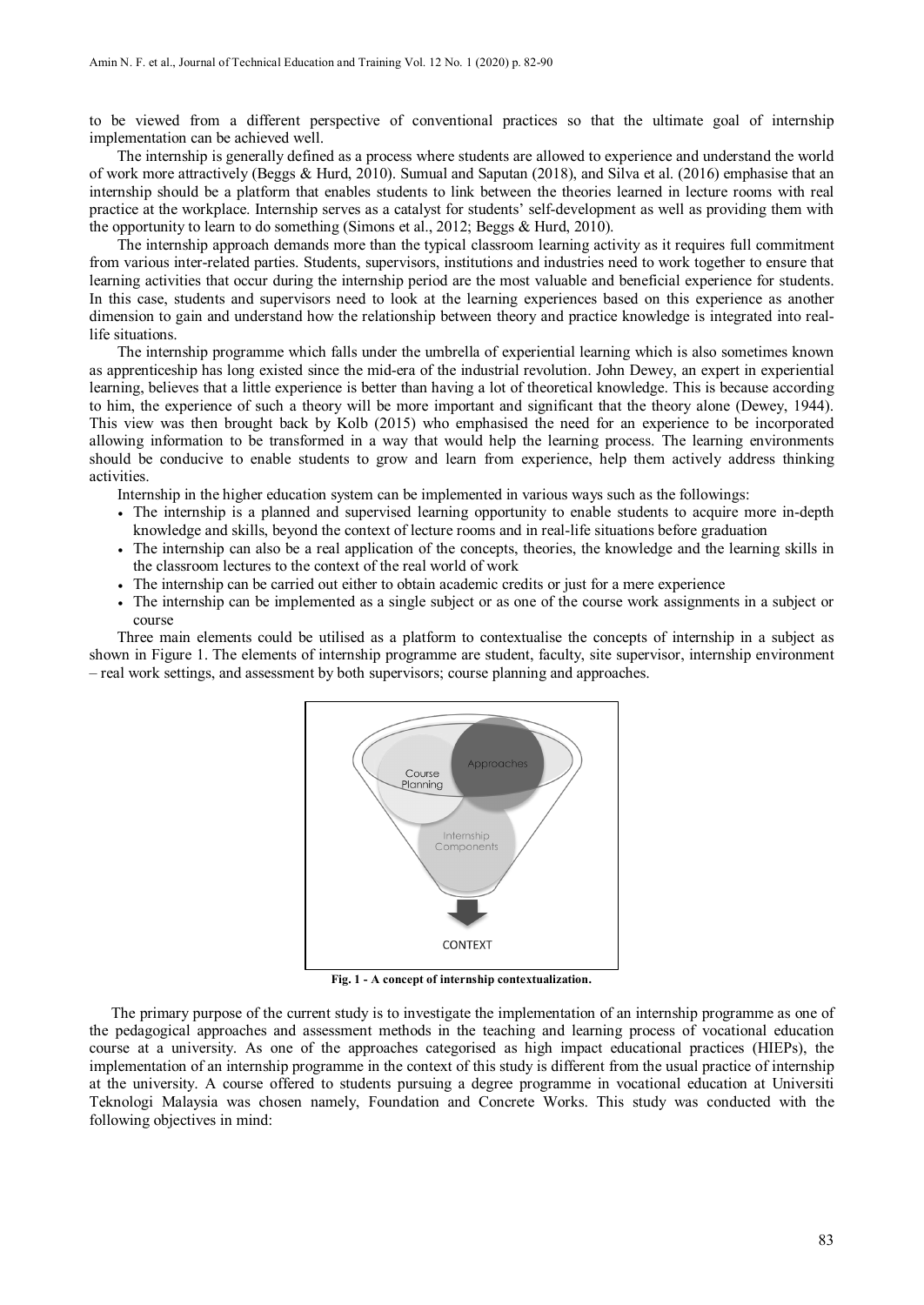to be viewed from a different perspective of conventional practices so that the ultimate goal of internship implementation can be achieved well.

The internship is generally defined as a process where students are allowed to experience and understand the world of work more attractively (Beggs & Hurd, 2010). Sumual and Saputan (2018), and Silva et al. (2016) emphasise that an internship should be a platform that enables students to link between the theories learned in lecture rooms with real practice at the workplace. Internship serves as a catalyst for students' self-development as well as providing them with the opportunity to learn to do something (Simons et al., 2012; Beggs & Hurd, 2010).

The internship approach demands more than the typical classroom learning activity as it requires full commitment from various inter-related parties. Students, supervisors, institutions and industries need to work together to ensure that learning activities that occur during the internship period are the most valuable and beneficial experience for students. In this case, students and supervisors need to look at the learning experiences based on this experience as another dimension to gain and understand how the relationship between theory and practice knowledge is integrated into real-life situations.

The internship programme which falls under the umbrella of experiential learning which is also sometimes known as apprenticeship has long existed since the mid-era of the industrial revolution. John Dewey, an expert in experiential learning, believes that a little experience is better than having a lot of theoretical knowledge. This is because according to him, the experience of such a theory will be more important and significant that the theory alone (Dewey, 1944). This view was then brought back by Kolb (2015) who emphasised the need for an experience to be incorporated allowing information to be transformed in a way that would help the learning process. The learning environments should be conducive to enable students to grow and learn from experience, help them actively address thinking activities.

Internship in the higher education system can be implemented in various ways such as the followings:

- The internship is a planned and supervised learning opportunity to enable students to acquire more in-depth knowledge and skills, beyond the context of lecture rooms and in real-life situations before graduation
- The internship can also be a real application of the concepts, theories, the knowledge and the learning skills in the classroom lectures to the context of the real world of work
- The internship can be carried out either to obtain academic credits or just for a mere experience
- The internship can be implemented as a single subject or as one of the course work assignments in a subject or course

Three main elements could be utilised as a platform to contextualise the concepts of internship in a subject as shown in Figure 1. The elements of internship programme are student, faculty, site supervisor, internship environment – real work settings, and assessment by both supervisors; course planning and approaches.

**Fig. 1 - A concept of internship contextualization.**

The primary purpose of the current study is to investigate the implementation of an internship programme as one of the pedagogical approaches and assessment methods in the teaching and learning process of vocational education course at a university. As one of the approaches categorised as high impact educational practices (HIEPs), the implementation of an internship programme in the context of this study is different from the usual practice of internship at the university. A course offered to students pursuing a degree programme in vocational education at Universiti Teknologi Malaysia was chosen namely, Foundation and Concrete Works. This study was conducted with the following objectives in mind: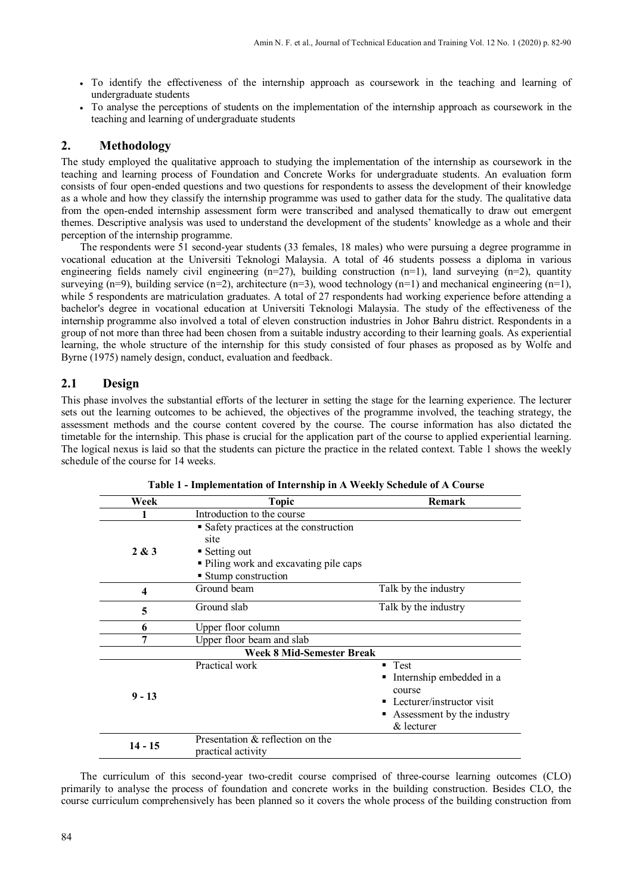- To identify the effectiveness of the internship approach as coursework in the teaching and learning of undergraduate students
- To analyse the perceptions of students on the implementation of the internship approach as coursework in the teaching and learning of undergraduate students

## 2. Methodology

The study employed the qualitative approach to studying the implementation of the internship as coursework in the teaching and learning process of Foundation and Concrete Works for undergraduate students. An evaluation form consists of four open-ended questions and two questions for respondents to assess the development of their knowledge as a whole and how they classify the internship programme was used to gather data for the study. The qualitative data from the open-ended internship assessment form were transcribed and analysed thematically to draw out emergent themes. Descriptive analysis was used to understand the development of the students' knowledge as a whole and their perception of the internship programme.

The respondents were 51 second-year students (33 females, 18 males) who were pursuing a degree programme in vocational education at the Universiti Teknologi Malaysia. A total of 46 students possess a diploma in various engineering fields namely civil engineering (n=27), building construction (n=1), land surveying (n=2), quantity surveying (n=9), building service (n=2), architecture (n=3), wood technology (n=1) and mechanical engineering (n=1), while 5 respondents are matriculation graduates. A total of 27 respondents had working experience before attending a bachelor's degree in vocational education at Universiti Teknologi Malaysia. The study of the effectiveness of the internship programme also involved a total of eleven construction industries in Johor Bahru district. Respondents in a group of not more than three had been chosen from a suitable industry according to their learning goals. As experiential learning, the whole structure of the internship for this study consisted of four phases as proposed as by Wolfe and Byrne (1975) namely design, conduct, evaluation and feedback.

## 2.1 Design

This phase involves the substantial efforts of the lecturer in setting the stage for the learning experience. The lecturer sets out the learning outcomes to be achieved, the objectives of the programme involved, the teaching strategy, the assessment methods and the course content covered by the course. The course information has also dictated the timetable for the internship. This phase is crucial for the application part of the course to applied experiential learning. The logical nexus is laid so that the students can picture the practice in the related context. Table 1 shows the weekly schedule of the course for 14 weeks.

**Table 1 - Implementation of Internship in A Weekly Schedule of A Course**

| Week | Topic | Remark |
|---|---|---|
| 1 | Introduction to the course | |
| 2 & 3 | ▪ Safety practices at the construction site<br>▪ Setting out<br>▪ Piling work and excavating pile caps<br>▪ Stump construction | |
| 4 | Ground beam | Talk by the industry |
| 5 | Ground slab | Talk by the industry |
| 6 | Upper floor column | |
| 7 | Upper floor beam and slab | |
| **Week 8 Mid-Semester Break** | | |
| 9 - 13 | Practical work | ▪ Test<br>▪ Internship embedded in a course<br>▪ Lecturer/instructor visit<br>▪ Assessment by the industry & lecturer |
| 14 - 15 | Presentation & reflection on the practical activity | |

The curriculum of this second-year two-credit course comprised of three-course learning outcomes (CLO) primarily to analyse the process of foundation and concrete works in the building construction. Besides CLO, the course curriculum comprehensively has been planned so it covers the whole process of the building construction from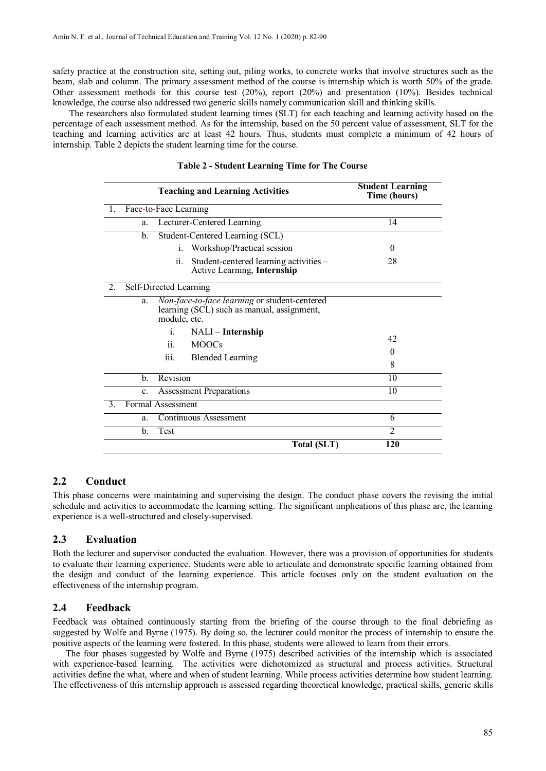safety practice at the construction site, setting out, piling works, to concrete works that involve structures such as the beam, slab and column. The primary assessment method of the course is internship which is worth 50% of the grade. Other assessment methods for this course test (20%), report (20%) and presentation (10%). Besides technical knowledge, the course also addressed two generic skills namely communication skill and thinking skills.

The researchers also formulated student learning times (SLT) for each teaching and learning activity based on the percentage of each assessment method. As for the internship, based on the 50 percent value of assessment, SLT for the teaching and learning activities are at least 42 hours. Thus, students must complete a minimum of 42 hours of internship. Table 2 depicts the student learning time for the course.

**Table 2 - Student Learning Time for The Course**

| Teaching and Learning Activities | Student Learning Time (hours) |
|---|---|
| 1. Face-to-Face Learning | |
| a. Lecturer-Centered Learning | 14 |
| b. Student-Centered Learning (SCL) | |
| i. Workshop/Practical session | 0 |
| ii. Student-centered learning activities – Active Learning, **Internship** | 28 |
| 2. Self-Directed Learning | |
| a. *Non-face-to-face learning* or student-centered learning (SCL) such as manual, assignment, module, etc. | |
| i. NALI – **Internship** | 42 |
| ii. MOOCs | 0 |
| iii. Blended Learning | 8 |
| b. Revision | 10 |
| c. Assessment Preparations | 10 |
| 3. Formal Assessment | |
| a. Continuous Assessment | 6 |
| b. Test | 2 |
| **Total (SLT)** | **120** |

## 2.2 Conduct

This phase concerns were maintaining and supervising the design. The conduct phase covers the revising the initial schedule and activities to accommodate the learning setting. The significant implications of this phase are, the learning experience is a well-structured and closely-supervised.

## 2.3 Evaluation

Both the lecturer and supervisor conducted the evaluation. However, there was a provision of opportunities for students to evaluate their learning experience. Students were able to articulate and demonstrate specific learning obtained from the design and conduct of the learning experience. This article focuses only on the student evaluation on the effectiveness of the internship program.

## 2.4 Feedback

Feedback was obtained continuously starting from the briefing of the course through to the final debriefing as suggested by Wolfe and Byrne (1975). By doing so, the lecturer could monitor the process of internship to ensure the positive aspects of the learning were fostered. In this phase, students were allowed to learn from their errors.

The four phases suggested by Wolfe and Byrne (1975) described activities of the internship which is associated with experience-based learning. The activities were dichotomized as structural and process activities. Structural activities define the what, where and when of student learning. While process activities determine how student learning. The effectiveness of this internship approach is assessed regarding theoretical knowledge, practical skills, generic skills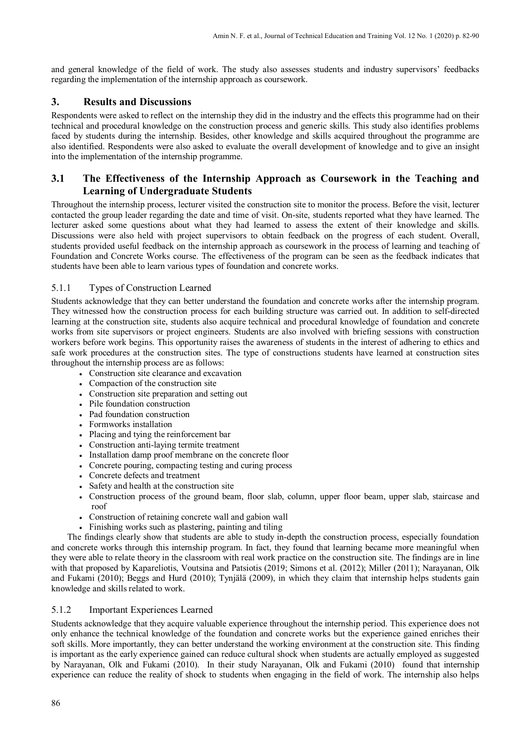and general knowledge of the field of work. The study also assesses students and industry supervisors' feedbacks regarding the implementation of the internship approach as coursework.

## 3. Results and Discussions

Respondents were asked to reflect on the internship they did in the industry and the effects this programme had on their technical and procedural knowledge on the construction process and generic skills. This study also identifies problems faced by students during the internship. Besides, other knowledge and skills acquired throughout the programme are also identified. Respondents were also asked to evaluate the overall development of knowledge and to give an insight into the implementation of the internship programme.

### 3.1 The Effectiveness of the Internship Approach as Coursework in the Teaching and Learning of Undergraduate Students

Throughout the internship process, lecturer visited the construction site to monitor the process. Before the visit, lecturer contacted the group leader regarding the date and time of visit. On-site, students reported what they have learned. The lecturer asked some questions about what they had learned to assess the extent of their knowledge and skills. Discussions were also held with project supervisors to obtain feedback on the progress of each student. Overall, students provided useful feedback on the internship approach as coursework in the process of learning and teaching of Foundation and Concrete Works course. The effectiveness of the program can be seen as the feedback indicates that students have been able to learn various types of foundation and concrete works.

#### 5.1.1 Types of Construction Learned

Students acknowledge that they can better understand the foundation and concrete works after the internship program. They witnessed how the construction process for each building structure was carried out. In addition to self-directed learning at the construction site, students also acquire technical and procedural knowledge of foundation and concrete works from site supervisors or project engineers. Students are also involved with briefing sessions with construction workers before work begins. This opportunity raises the awareness of students in the interest of adhering to ethics and safe work procedures at the construction sites. The type of constructions students have learned at construction sites throughout the internship process are as follows:

- Construction site clearance and excavation
- Compaction of the construction site
- Construction site preparation and setting out
- Pile foundation construction
- Pad foundation construction
- Formworks installation
- Placing and tying the reinforcement bar
- Construction anti-laying termite treatment
- Installation damp proof membrane on the concrete floor
- Concrete pouring, compacting testing and curing process
- Concrete defects and treatment
- Safety and health at the construction site
- Construction process of the ground beam, floor slab, column, upper floor beam, upper slab, staircase and roof
- Construction of retaining concrete wall and gabion wall
- Finishing works such as plastering, painting and tiling

The findings clearly show that students are able to study in-depth the construction process, especially foundation and concrete works through this internship program. In fact, they found that learning became more meaningful when they were able to relate theory in the classroom with real work practice on the construction site. The findings are in line with that proposed by Kapareliotis, Voutsina and Patsiotis (2019; Simons et al. (2012); Miller (2011); Narayanan, Olk and Fukami (2010); Beggs and Hurd (2010); Tynjälä (2009), in which they claim that internship helps students gain knowledge and skills related to work.

#### 5.1.2 Important Experiences Learned

Students acknowledge that they acquire valuable experience throughout the internship period. This experience does not only enhance the technical knowledge of the foundation and concrete works but the experience gained enriches their soft skills. More importantly, they can better understand the working environment at the construction site. This finding is important as the early experience gained can reduce cultural shock when students are actually employed as suggested by Narayanan, Olk and Fukami (2010). In their study Narayanan, Olk and Fukami (2010) found that internship experience can reduce the reality of shock to students when engaging in the field of work. The internship also helps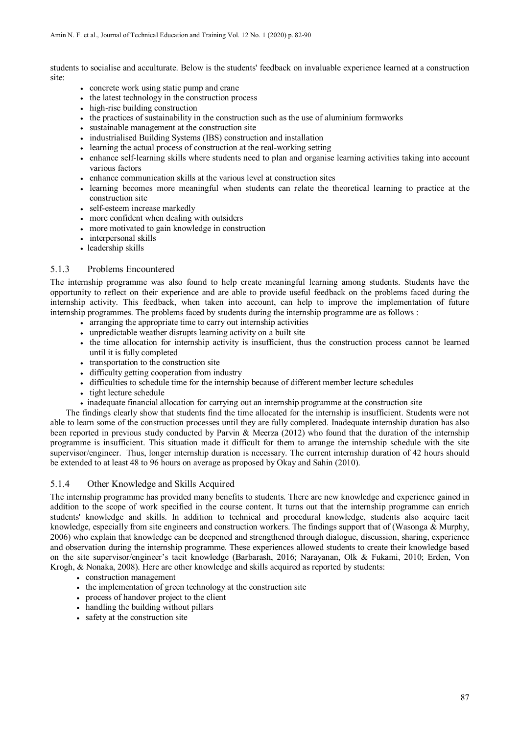students to socialise and acculturate. Below is the students' feedback on invaluable experience learned at a construction site:

- concrete work using static pump and crane
- the latest technology in the construction process
- high-rise building construction
- the practices of sustainability in the construction such as the use of aluminium formworks
- sustainable management at the construction site
- industrialised Building Systems (IBS) construction and installation
- learning the actual process of construction at the real-working setting
- enhance self-learning skills where students need to plan and organise learning activities taking into account various factors
- enhance communication skills at the various level at construction sites
- learning becomes more meaningful when students can relate the theoretical learning to practice at the construction site
- self-esteem increase markedly
- more confident when dealing with outsiders
- more motivated to gain knowledge in construction
- interpersonal skills
- leadership skills

### 5.1.3 Problems Encountered

The internship programme was also found to help create meaningful learning among students. Students have the opportunity to reflect on their experience and are able to provide useful feedback on the problems faced during the internship activity. This feedback, when taken into account, can help to improve the implementation of future internship programmes. The problems faced by students during the internship programme are as follows :

- arranging the appropriate time to carry out internship activities
- unpredictable weather disrupts learning activity on a built site
- the time allocation for internship activity is insufficient, thus the construction process cannot be learned until it is fully completed
- transportation to the construction site
- difficulty getting cooperation from industry
- difficulties to schedule time for the internship because of different member lecture schedules
- tight lecture schedule
- inadequate financial allocation for carrying out an internship programme at the construction site

The findings clearly show that students find the time allocated for the internship is insufficient. Students were not able to learn some of the construction processes until they are fully completed. Inadequate internship duration has also been reported in previous study conducted by Parvin & Meerza (2012) who found that the duration of the internship programme is insufficient. This situation made it difficult for them to arrange the internship schedule with the site supervisor/engineer. Thus, longer internship duration is necessary. The current internship duration of 42 hours should be extended to at least 48 to 96 hours on average as proposed by Okay and Sahin (2010).

### 5.1.4 Other Knowledge and Skills Acquired

The internship programme has provided many benefits to students. There are new knowledge and experience gained in addition to the scope of work specified in the course content. It turns out that the internship programme can enrich students' knowledge and skills. In addition to technical and procedural knowledge, students also acquire tacit knowledge, especially from site engineers and construction workers. The findings support that of (Wasonga & Murphy, 2006) who explain that knowledge can be deepened and strengthened through dialogue, discussion, sharing, experience and observation during the internship programme. These experiences allowed students to create their knowledge based on the site supervisor/engineer's tacit knowledge (Barbarash, 2016; Narayanan, Olk & Fukami, 2010; Erden, Von Krogh, & Nonaka, 2008). Here are other knowledge and skills acquired as reported by students:

- construction management
- the implementation of green technology at the construction site
- process of handover project to the client
- handling the building without pillars
- safety at the construction site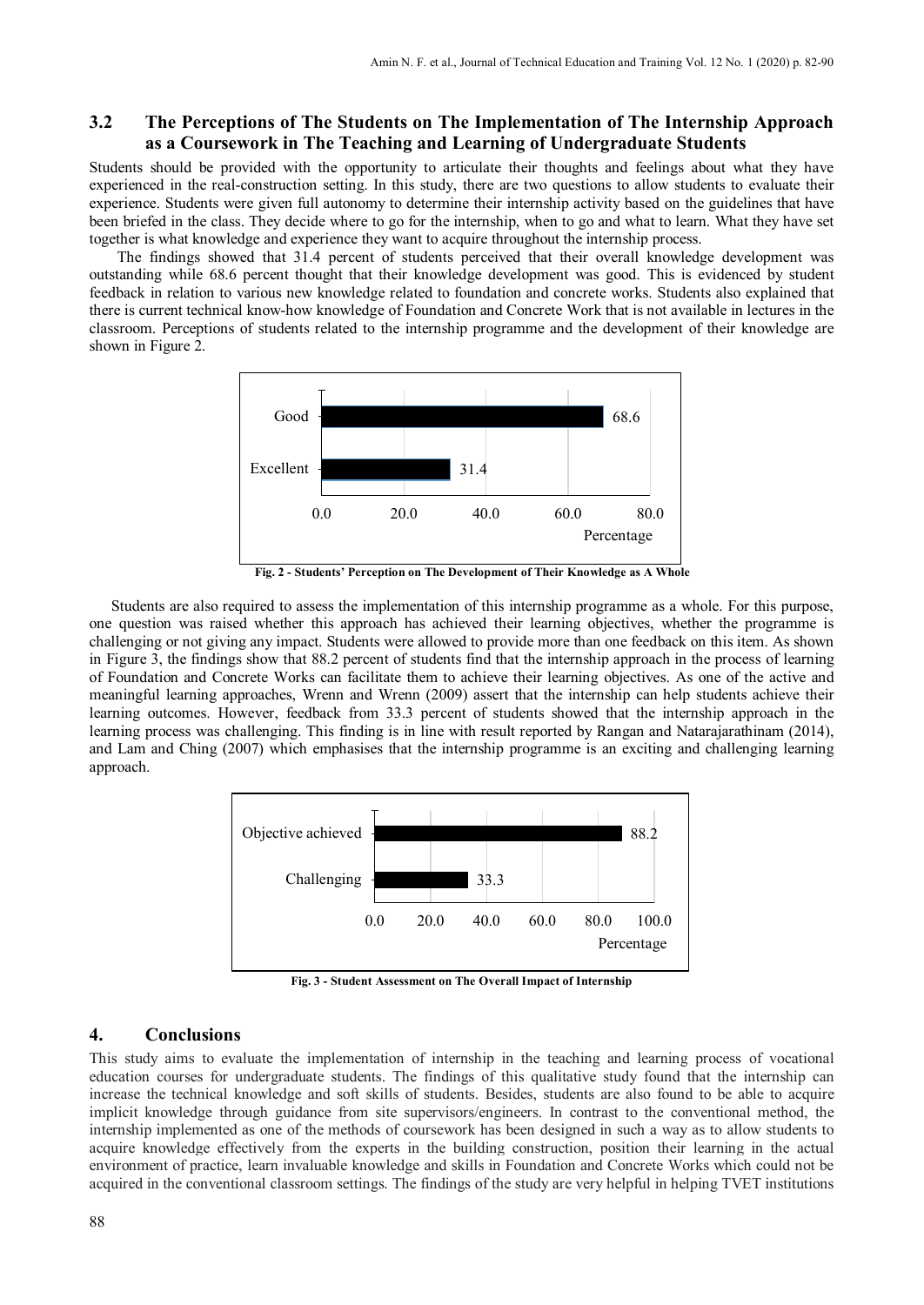## 3.2 The Perceptions of The Students on The Implementation of The Internship Approach as a Coursework in The Teaching and Learning of Undergraduate Students

Students should be provided with the opportunity to articulate their thoughts and feelings about what they have experienced in the real-construction setting. In this study, there are two questions to allow students to evaluate their experience. Students were given full autonomy to determine their internship activity based on the guidelines that have been briefed in the class. They decide where to go for the internship, when to go and what to learn. What they have set together is what knowledge and experience they want to acquire throughout the internship process.

The findings showed that 31.4 percent of students perceived that their overall knowledge development was outstanding while 68.6 percent thought that their knowledge development was good. This is evidenced by student feedback in relation to various new knowledge related to foundation and concrete works. Students also explained that there is current technical know-how knowledge of Foundation and Concrete Work that is not available in lectures in the classroom. Perceptions of students related to the internship programme and the development of their knowledge are shown in Figure 2.

| Category | Percentage |
|---|---|
| Good | 68.6 |
| Excellent | 31.4 |

**Fig. 2 - Students' Perception on The Development of Their Knowledge as A Whole**

Students are also required to assess the implementation of this internship programme as a whole. For this purpose, one question was raised whether this approach has achieved their learning objectives, whether the programme is challenging or not giving any impact. Students were allowed to provide more than one feedback on this item. As shown in Figure 3, the findings show that 88.2 percent of students find that the internship approach in the process of learning of Foundation and Concrete Works can facilitate them to achieve their learning objectives. As one of the active and meaningful learning approaches, Wrenn and Wrenn (2009) assert that the internship can help students achieve their learning outcomes. However, feedback from 33.3 percent of students showed that the internship approach in the learning process was challenging. This finding is in line with result reported by Rangan and Natarajarathinam (2014), and Lam and Ching (2007) which emphasises that the internship programme is an exciting and challenging learning approach.

| Category | Percentage |
|---|---|
| Objective achieved | 88.2 |
| Challenging | 33.3 |

**Fig. 3 - Student Assessment on The Overall Impact of Internship**

# 4. Conclusions

This study aims to evaluate the implementation of internship in the teaching and learning process of vocational education courses for undergraduate students. The findings of this qualitative study found that the internship can increase the technical knowledge and soft skills of students. Besides, students are also found to be able to acquire implicit knowledge through guidance from site supervisors/engineers. In contrast to the conventional method, the internship implemented as one of the methods of coursework has been designed in such a way as to allow students to acquire knowledge effectively from the experts in the building construction, position their learning in the actual environment of practice, learn invaluable knowledge and skills in Foundation and Concrete Works which could not be acquired in the conventional classroom settings. The findings of the study are very helpful in helping TVET institutions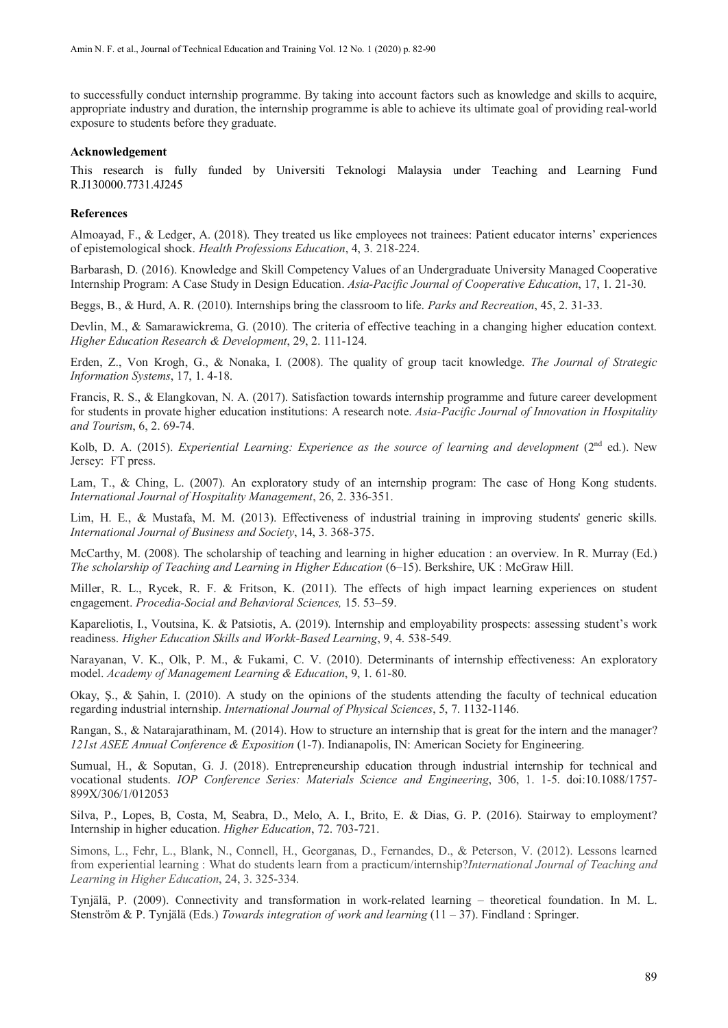to successfully conduct internship programme. By taking into account factors such as knowledge and skills to acquire, appropriate industry and duration, the internship programme is able to achieve its ultimate goal of providing real-world exposure to students before they graduate.

**Acknowledgement**

This research is fully funded by Universiti Teknologi Malaysia under Teaching and Learning Fund R.J130000.7731.4J245

**References**

Almoayad, F., & Ledger, A. (2018). They treated us like employees not trainees: Patient educator interns' experiences of epistemological shock. *Health Professions Education*, 4, 3. 218-224.

Barbarash, D. (2016). Knowledge and Skill Competency Values of an Undergraduate University Managed Cooperative Internship Program: A Case Study in Design Education. *Asia-Pacific Journal of Cooperative Education*, 17, 1. 21-30.

Beggs, B., & Hurd, A. R. (2010). Internships bring the classroom to life. *Parks and Recreation*, 45, 2. 31-33.

Devlin, M., & Samarawickrema, G. (2010). The criteria of effective teaching in a changing higher education context. *Higher Education Research & Development*, 29, 2. 111-124.

Erden, Z., Von Krogh, G., & Nonaka, I. (2008). The quality of group tacit knowledge. *The Journal of Strategic Information Systems*, 17, 1. 4-18.

Francis, R. S., & Elangkovan, N. A. (2017). Satisfaction towards internship programme and future career development for students in provate higher education institutions: A research note. *Asia-Pacific Journal of Innovation in Hospitality and Tourism*, 6, 2. 69-74.

Kolb, D. A. (2015). *Experiential Learning: Experience as the source of learning and development* (2nd ed.). New Jersey: FT press.

Lam, T., & Ching, L. (2007). An exploratory study of an internship program: The case of Hong Kong students. *International Journal of Hospitality Management*, 26, 2. 336-351.

Lim, H. E., & Mustafa, M. M. (2013). Effectiveness of industrial training in improving students' generic skills. *International Journal of Business and Society*, 14, 3. 368-375.

McCarthy, M. (2008). The scholarship of teaching and learning in higher education : an overview. In R. Murray (Ed.) *The scholarship of Teaching and Learning in Higher Education* (6–15). Berkshire, UK : McGraw Hill.

Miller, R. L., Rycek, R. F. & Fritson, K. (2011). The effects of high impact learning experiences on student engagement. *Procedia-Social and Behavioral Sciences,* 15. 53–59.

Kapareliotis, I., Voutsina, K. & Patsiotis, A. (2019). Internship and employability prospects: assessing student's work readiness. *Higher Education Skills and Workk-Based Learning*, 9, 4. 538-549.

Narayanan, V. K., Olk, P. M., & Fukami, C. V. (2010). Determinants of internship effectiveness: An exploratory model. *Academy of Management Learning & Education*, 9, 1. 61-80.

Okay, Ş., & Şahin, I. (2010). A study on the opinions of the students attending the faculty of technical education regarding industrial internship. *International Journal of Physical Sciences*, 5, 7. 1132-1146.

Rangan, S., & Natarajarathinam, M. (2014). How to structure an internship that is great for the intern and the manager? *121st ASEE Annual Conference & Exposition* (1-7). Indianapolis, IN: American Society for Engineering.

Sumual, H., & Soputan, G. J. (2018). Entrepreneurship education through industrial internship for technical and vocational students. *IOP Conference Series: Materials Science and Engineering*, 306, 1. 1-5. doi:10.1088/1757-899X/306/1/012053

Silva, P., Lopes, B, Costa, M, Seabra, D., Melo, A. I., Brito, E. & Dias, G. P. (2016). Stairway to employment? Internship in higher education. *Higher Education*, 72. 703-721.

Simons, L., Fehr, L., Blank, N., Connell, H., Georganas, D., Fernandes, D., & Peterson, V. (2012). Lessons learned from experiential learning : What do students learn from a practicum/internship?*International Journal of Teaching and Learning in Higher Education*, 24, 3. 325-334.

Tynjälä, P. (2009). Connectivity and transformation in work-related learning – theoretical foundation. In M. L. Stenström & P. Tynjälä (Eds.) *Towards integration of work and learning* (11 – 37). Findland : Springer.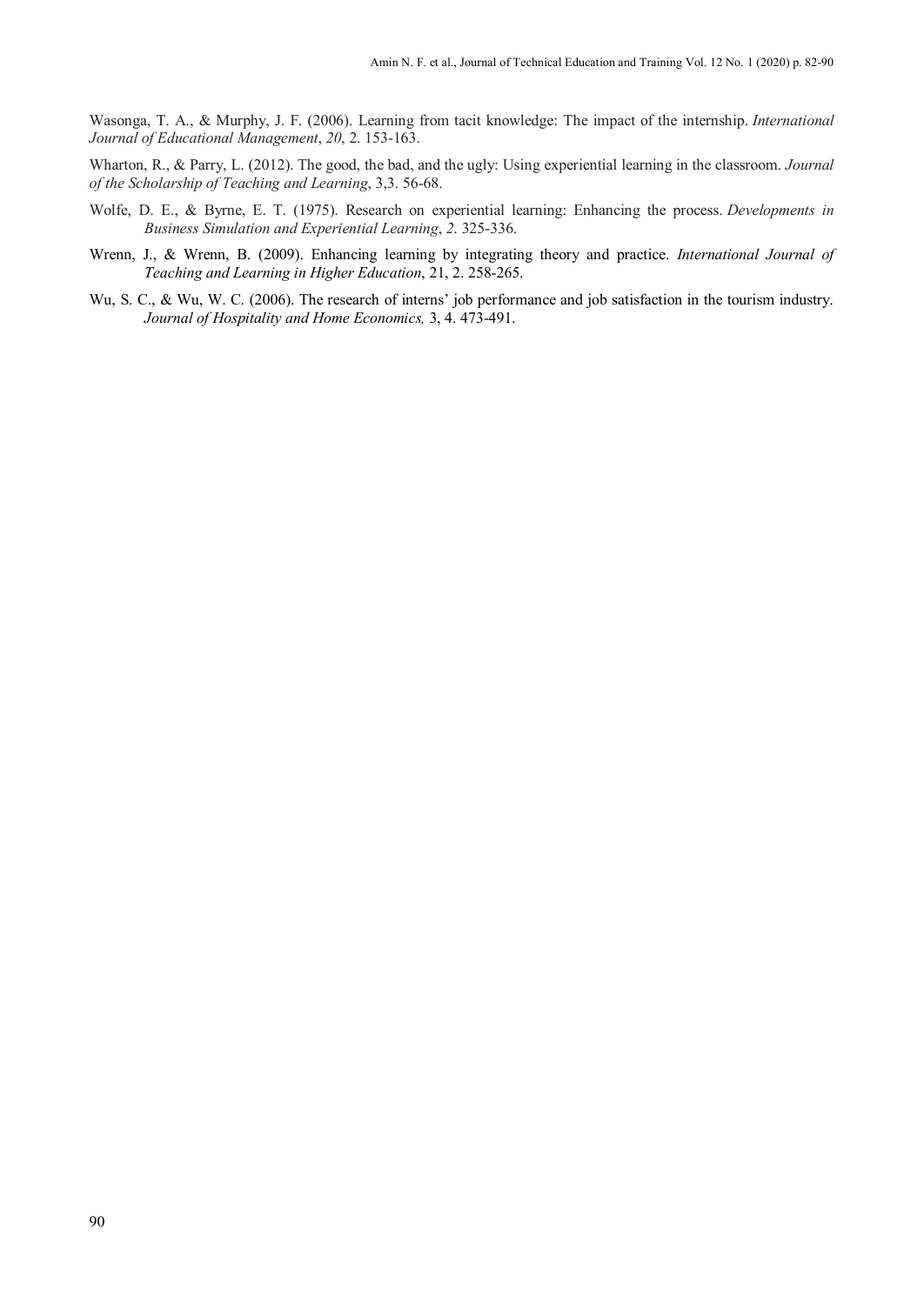Wasonga, T. A., & Murphy, J. F. (2006). Learning from tacit knowledge: The impact of the internship. *International Journal of Educational Management*, *20*, 2. 153-163.

Wharton, R., & Parry, L. (2012). The good, the bad, and the ugly: Using experiential learning in the classroom. *Journal of the Scholarship of Teaching and Learning*, 3,3. 56-68.

Wolfe, D. E., & Byrne, E. T. (1975). Research on experiential learning: Enhancing the process. *Developments in Business Simulation and Experiential Learning*, *2*. 325-336.

Wrenn, J., & Wrenn, B. (2009). Enhancing learning by integrating theory and practice. *International Journal of Teaching and Learning in Higher Education*, 21, 2. 258-265.

Wu, S. C., & Wu, W. C. (2006). The research of interns' job performance and job satisfaction in the tourism industry. *Journal of Hospitality and Home Economics,* 3, 4. 473-491.